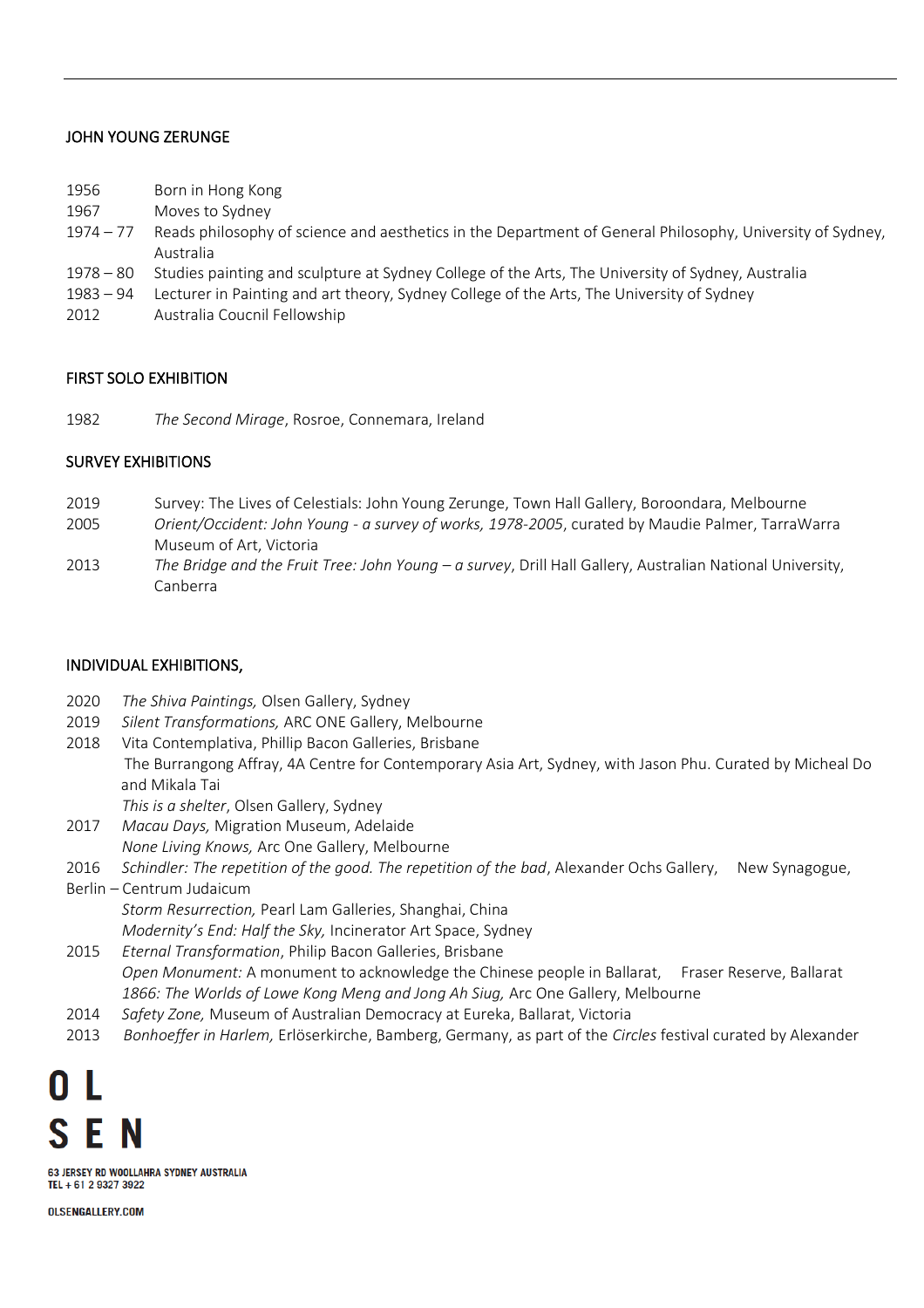## JOHN YOUNG ZERUNGE

1956 Born in Hong Kong
1967 Moves to Sydney
1974 – 77 Reads philosophy of science and aesthetics in the Department of General Philosophy, University of Sydney, Australia
1978 – 80 Studies painting and sculpture at Sydney College of the Arts, The University of Sydney, Australia
1983 – 94 Lecturer in Painting and art theory, Sydney College of the Arts, The University of Sydney
2012 Australia Coucnil Fellowship

## FIRST SOLO EXHIBITION

1982 *The Second Mirage*, Rosroe, Connemara, Ireland

## SURVEY EXHIBITIONS

2019 Survey: The Lives of Celestials: John Young Zerunge, Town Hall Gallery, Boroondara, Melbourne
2005 *Orient/Occident: John Young - a survey of works, 1978-2005*, curated by Maudie Palmer, TarraWarra Museum of Art, Victoria
2013 *The Bridge and the Fruit Tree: John Young – a survey*, Drill Hall Gallery, Australian National University, Canberra

## INDIVIDUAL EXHIBITIONS,

2020 *The Shiva Paintings,* Olsen Gallery, Sydney
2019 *Silent Transformations,* ARC ONE Gallery, Melbourne
2018 Vita Contemplativa, Phillip Bacon Galleries, Brisbane
The Burrangong Affray, 4A Centre for Contemporary Asia Art, Sydney, with Jason Phu. Curated by Micheal Do and Mikala Tai
*This is a shelter*, Olsen Gallery, Sydney
2017 *Macau Days,* Migration Museum, Adelaide
*None Living Knows,* Arc One Gallery, Melbourne
2016 *Schindler: The repetition of the good. The repetition of the bad*, Alexander Ochs Gallery, New Synagogue, Berlin – Centrum Judaicum
*Storm Resurrection,* Pearl Lam Galleries, Shanghai, China
*Modernity's End: Half the Sky,* Incinerator Art Space, Sydney
2015 *Eternal Transformation*, Philip Bacon Galleries, Brisbane
*Open Monument:* A monument to acknowledge the Chinese people in Ballarat, Fraser Reserve, Ballarat
*1866: The Worlds of Lowe Kong Meng and Jong Ah Siug,* Arc One Gallery, Melbourne
2014 *Safety Zone,* Museum of Australian Democracy at Eureka, Ballarat, Victoria
2013 *Bonhoeffer in Harlem,* Erlöserkirche, Bamberg, Germany, as part of the *Circles* festival curated by Alexander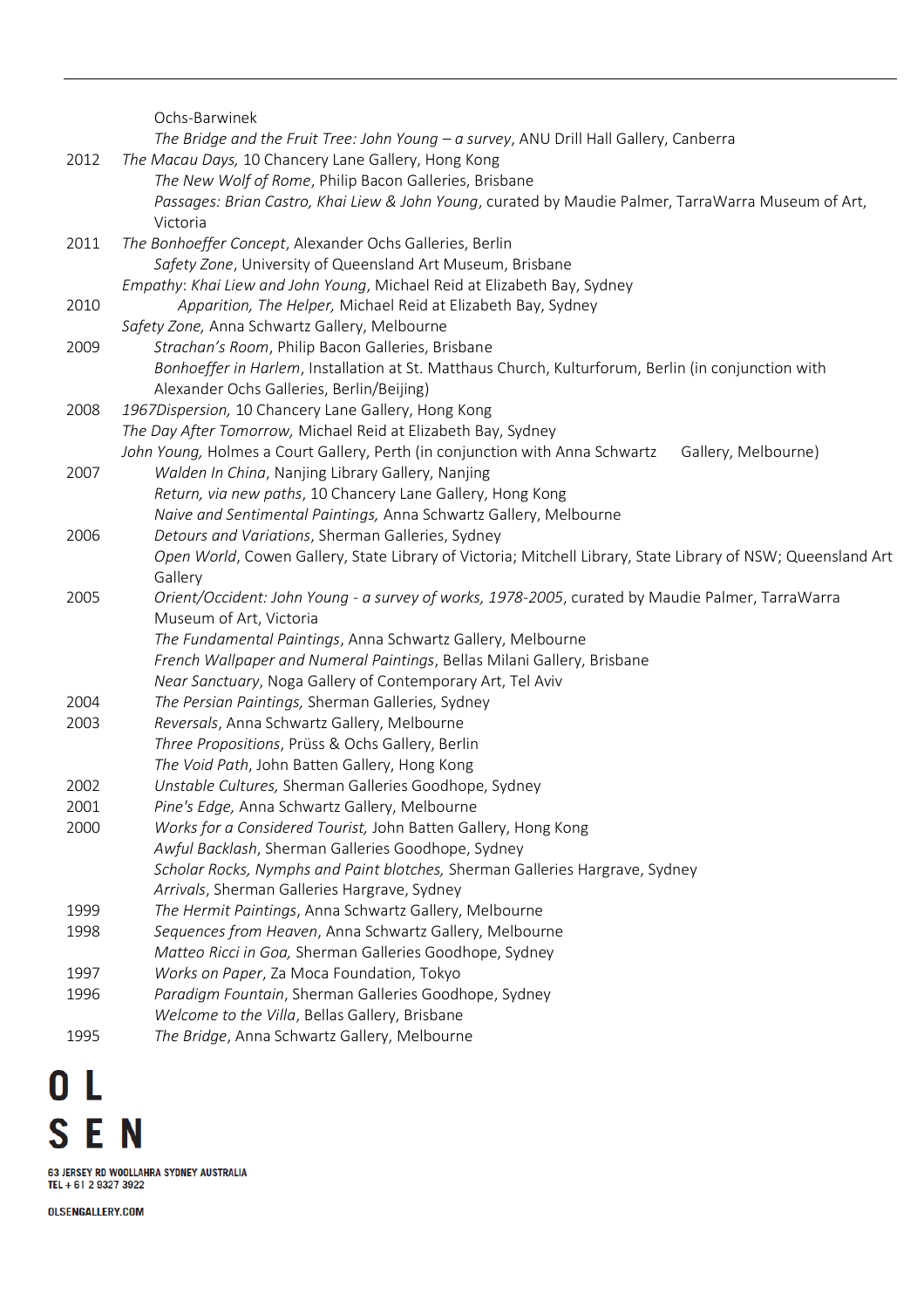Ochs-Barwinek
*The Bridge and the Fruit Tree: John Young – a survey*, ANU Drill Hall Gallery, Canberra

2012 *The Macau Days,* 10 Chancery Lane Gallery, Hong Kong
*The New Wolf of Rome*, Philip Bacon Galleries, Brisbane
*Passages: Brian Castro, Khai Liew & John Young*, curated by Maudie Palmer, TarraWarra Museum of Art, Victoria

2011 *The Bonhoeffer Concept*, Alexander Ochs Galleries, Berlin
*Safety Zone*, University of Queensland Art Museum, Brisbane
*Empathy*: *Khai Liew and John Young*, Michael Reid at Elizabeth Bay, Sydney

2010 *Apparition, The Helper,* Michael Reid at Elizabeth Bay, Sydney
*Safety Zone,* Anna Schwartz Gallery, Melbourne

2009 *Strachan's Room*, Philip Bacon Galleries, Brisbane
*Bonhoeffer in Harlem*, Installation at St. Matthaus Church, Kulturforum, Berlin (in conjunction with Alexander Ochs Galleries, Berlin/Beijing)

2008 *1967Dispersion,* 10 Chancery Lane Gallery, Hong Kong
*The Day After Tomorrow,* Michael Reid at Elizabeth Bay, Sydney
*John Young,* Holmes a Court Gallery, Perth (in conjunction with Anna Schwartz Gallery, Melbourne)

2007 *Walden In China*, Nanjing Library Gallery, Nanjing
*Return, via new paths*, 10 Chancery Lane Gallery, Hong Kong
*Naive and Sentimental Paintings,* Anna Schwartz Gallery, Melbourne

2006 *Detours and Variations*, Sherman Galleries, Sydney
*Open World*, Cowen Gallery, State Library of Victoria; Mitchell Library, State Library of NSW; Queensland Art Gallery

2005 *Orient/Occident: John Young - a survey of works, 1978-2005*, curated by Maudie Palmer, TarraWarra Museum of Art, Victoria
*The Fundamental Paintings*, Anna Schwartz Gallery, Melbourne
*French Wallpaper and Numeral Paintings*, Bellas Milani Gallery, Brisbane
*Near Sanctuary*, Noga Gallery of Contemporary Art, Tel Aviv

2004 *The Persian Paintings,* Sherman Galleries, Sydney

2003 *Reversals*, Anna Schwartz Gallery, Melbourne
*Three Propositions*, Prüss & Ochs Gallery, Berlin
*The Void Path*, John Batten Gallery, Hong Kong

2002 *Unstable Cultures,* Sherman Galleries Goodhope, Sydney

2001 *Pine's Edge,* Anna Schwartz Gallery, Melbourne

2000 *Works for a Considered Tourist,* John Batten Gallery, Hong Kong
*Awful Backlash*, Sherman Galleries Goodhope, Sydney
*Scholar Rocks, Nymphs and Paint blotches,* Sherman Galleries Hargrave, Sydney
*Arrivals*, Sherman Galleries Hargrave, Sydney

1999 *The Hermit Paintings*, Anna Schwartz Gallery, Melbourne

1998 *Sequences from Heaven*, Anna Schwartz Gallery, Melbourne
*Matteo Ricci in Goa,* Sherman Galleries Goodhope, Sydney

1997 *Works on Paper*, Za Moca Foundation, Tokyo

1996 *Paradigm Fountain*, Sherman Galleries Goodhope, Sydney
*Welcome to the Villa*, Bellas Gallery, Brisbane

1995 *The Bridge*, Anna Schwartz Gallery, Melbourne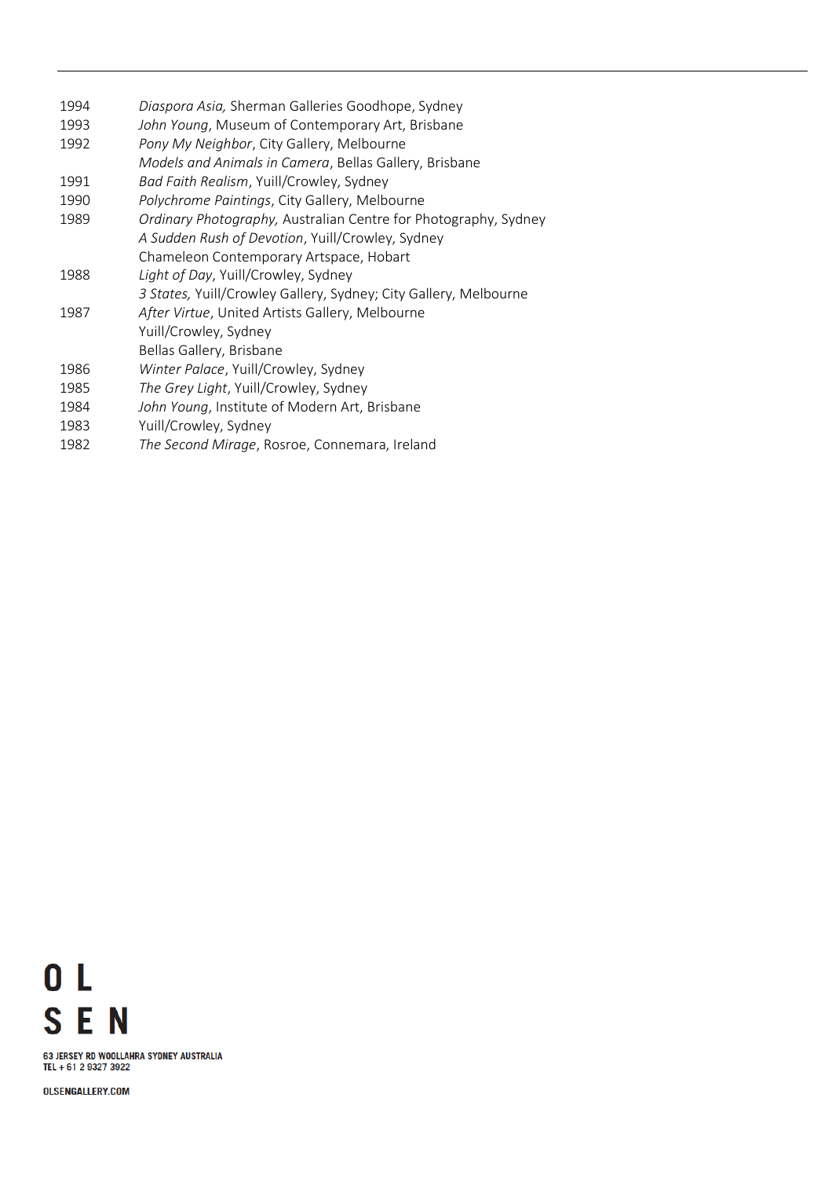| | |
|---|---|
| 1994 | *Diaspora Asia,* Sherman Galleries Goodhope, Sydney |
| 1993 | *John Young*, Museum of Contemporary Art, Brisbane |
| 1992 | *Pony My Neighbor*, City Gallery, Melbourne |
| | *Models and Animals in Camera*, Bellas Gallery, Brisbane |
| 1991 | *Bad Faith Realism*, Yuill/Crowley, Sydney |
| 1990 | *Polychrome Paintings*, City Gallery, Melbourne |
| 1989 | *Ordinary Photography,* Australian Centre for Photography, Sydney |
| | *A Sudden Rush of Devotion*, Yuill/Crowley, Sydney |
| | Chameleon Contemporary Artspace, Hobart |
| 1988 | *Light of Day*, Yuill/Crowley, Sydney |
| | *3 States,* Yuill/Crowley Gallery, Sydney; City Gallery, Melbourne |
| 1987 | *After Virtue*, United Artists Gallery, Melbourne |
| | Yuill/Crowley, Sydney |
| | Bellas Gallery, Brisbane |
| 1986 | *Winter Palace*, Yuill/Crowley, Sydney |
| 1985 | *The Grey Light*, Yuill/Crowley, Sydney |
| 1984 | *John Young*, Institute of Modern Art, Brisbane |
| 1983 | Yuill/Crowley, Sydney |
| 1982 | *The Second Mirage*, Rosroe, Connemara, Ireland |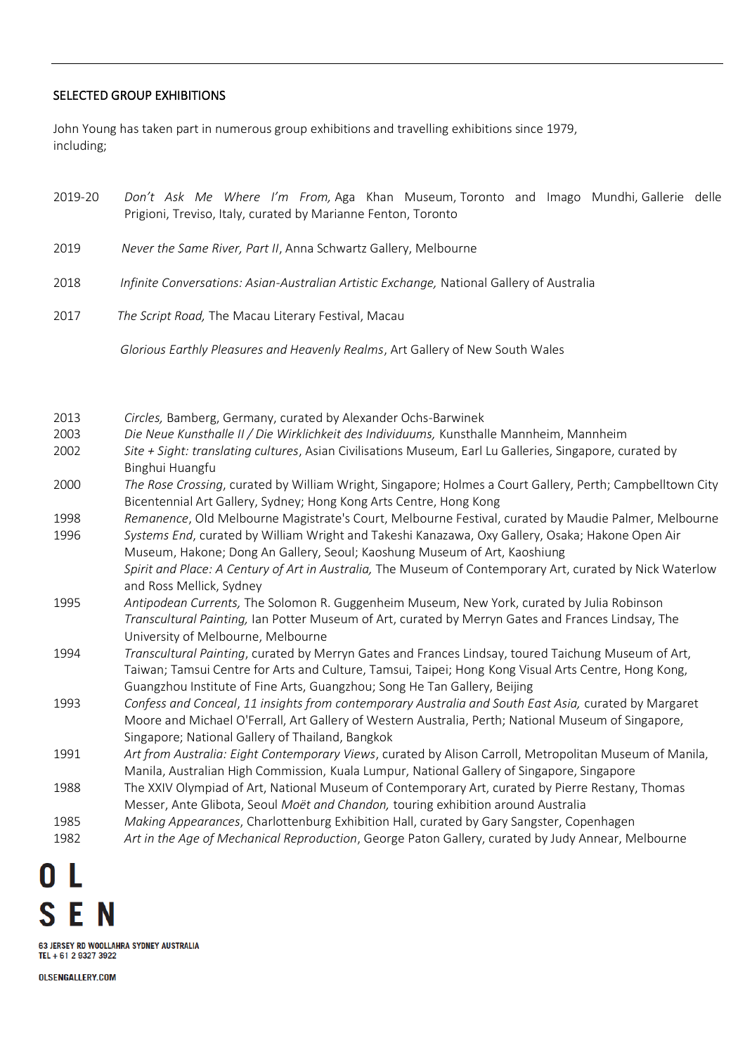## SELECTED GROUP EXHIBITIONS

John Young has taken part in numerous group exhibitions and travelling exhibitions since 1979, including;

2019-20 *Don't Ask Me Where I'm From,* Aga Khan Museum, Toronto and Imago Mundhi, Gallerie delle Prigioni, Treviso, Italy, curated by Marianne Fenton, Toronto

2019 *Never the Same River, Part II*, Anna Schwartz Gallery, Melbourne

2018 *Infinite Conversations: Asian-Australian Artistic Exchange,* National Gallery of Australia

2017 *The Script Road,* The Macau Literary Festival, Macau

*Glorious Earthly Pleasures and Heavenly Realms*, Art Gallery of New South Wales

2013 *Circles,* Bamberg, Germany, curated by Alexander Ochs-Barwinek

2003 *Die Neue Kunsthalle II / Die Wirklichkeit des Individuums,* Kunsthalle Mannheim, Mannheim

2002 *Site + Sight: translating cultures*, Asian Civilisations Museum, Earl Lu Galleries, Singapore, curated by Binghui Huangfu

2000 *The Rose Crossing*, curated by William Wright, Singapore; Holmes a Court Gallery, Perth; Campbelltown City Bicentennial Art Gallery, Sydney; Hong Kong Arts Centre, Hong Kong

1998 *Remanence*, Old Melbourne Magistrate's Court, Melbourne Festival, curated by Maudie Palmer, Melbourne

1996 *Systems End*, curated by William Wright and Takeshi Kanazawa, Oxy Gallery, Osaka; Hakone Open Air Museum, Hakone; Dong An Gallery, Seoul; Kaoshung Museum of Art, Kaoshiung

*Spirit and Place: A Century of Art in Australia,* The Museum of Contemporary Art, curated by Nick Waterlow and Ross Mellick, Sydney

1995 *Antipodean Currents,* The Solomon R. Guggenheim Museum, New York, curated by Julia Robinson

*Transcultural Painting,* Ian Potter Museum of Art, curated by Merryn Gates and Frances Lindsay, The University of Melbourne, Melbourne

1994 *Transcultural Painting*, curated by Merryn Gates and Frances Lindsay, toured Taichung Museum of Art, Taiwan; Tamsui Centre for Arts and Culture, Tamsui, Taipei; Hong Kong Visual Arts Centre, Hong Kong, Guangzhou Institute of Fine Arts, Guangzhou; Song He Tan Gallery, Beijing

1993 *Confess and Conceal*, *11 insights from contemporary Australia and South East Asia,* curated by Margaret Moore and Michael O'Ferrall, Art Gallery of Western Australia, Perth; National Museum of Singapore, Singapore; National Gallery of Thailand, Bangkok

1991 *Art from Australia: Eight Contemporary Views*, curated by Alison Carroll, Metropolitan Museum of Manila, Manila, Australian High Commission, Kuala Lumpur, National Gallery of Singapore, Singapore

1988 The XXIV Olympiad of Art, National Museum of Contemporary Art, curated by Pierre Restany, Thomas Messer, Ante Glibota, Seoul *Moët and Chandon,* touring exhibition around Australia

1985 *Making Appearances*, Charlottenburg Exhibition Hall, curated by Gary Sangster, Copenhagen

1982 *Art in the Age of Mechanical Reproduction*, George Paton Gallery, curated by Judy Annear, Melbourne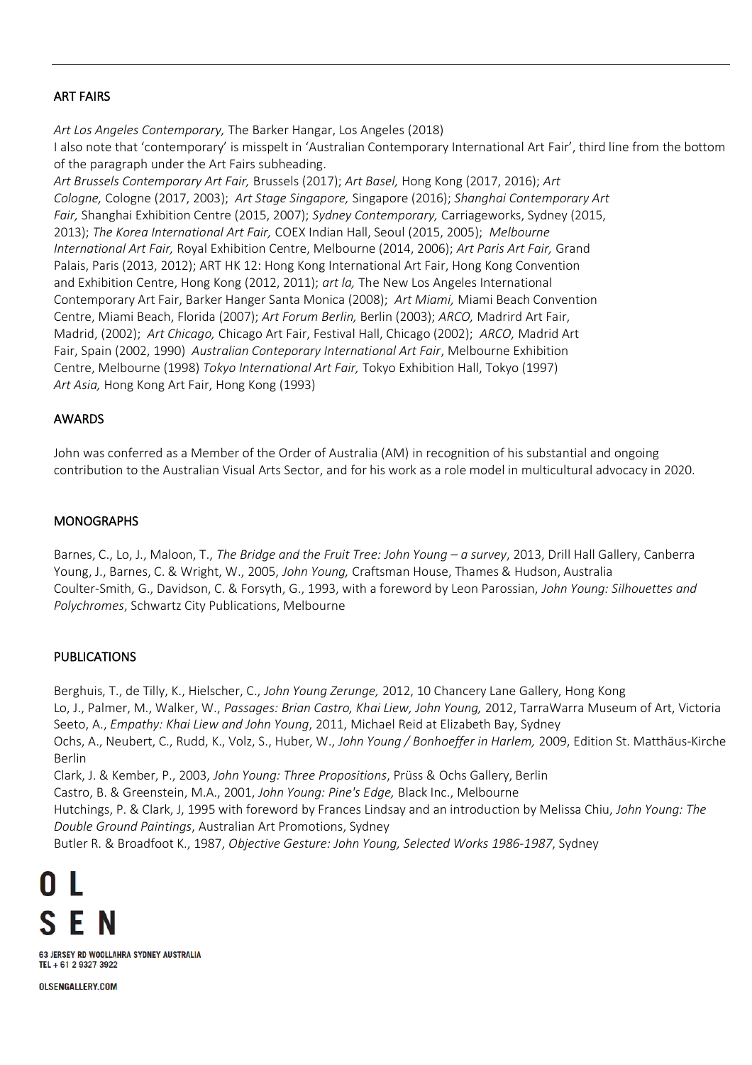## ART FAIRS

*Art Los Angeles Contemporary,* The Barker Hangar, Los Angeles (2018)
I also note that 'contemporary' is misspelt in 'Australian Contemporary International Art Fair', third line from the bottom of the paragraph under the Art Fairs subheading.
*Art Brussels Contemporary Art Fair,* Brussels (2017); *Art Basel,* Hong Kong (2017, 2016); *Art Cologne,* Cologne (2017, 2003); *Art Stage Singapore,* Singapore (2016); *Shanghai Contemporary Art Fair,* Shanghai Exhibition Centre (2015, 2007); *Sydney Contemporary,* Carriageworks, Sydney (2015, 2013); *The Korea International Art Fair,* COEX Indian Hall, Seoul (2015, 2005); *Melbourne International Art Fair,* Royal Exhibition Centre, Melbourne (2014, 2006); *Art Paris Art Fair,* Grand Palais, Paris (2013, 2012); ART HK 12: Hong Kong International Art Fair, Hong Kong Convention and Exhibition Centre, Hong Kong (2012, 2011); *art la,* The New Los Angeles International Contemporary Art Fair, Barker Hanger Santa Monica (2008); *Art Miami,* Miami Beach Convention Centre, Miami Beach, Florida (2007); *Art Forum Berlin,* Berlin (2003); *ARCO,* Madrird Art Fair, Madrid, (2002); *Art Chicago,* Chicago Art Fair, Festival Hall, Chicago (2002); *ARCO,* Madrid Art Fair, Spain (2002, 1990) *Australian Conteporary International Art Fair*, Melbourne Exhibition Centre, Melbourne (1998) *Tokyo International Art Fair,* Tokyo Exhibition Hall, Tokyo (1997)
*Art Asia,* Hong Kong Art Fair, Hong Kong (1993)

## AWARDS

John was conferred as a Member of the Order of Australia (AM) in recognition of his substantial and ongoing contribution to the Australian Visual Arts Sector, and for his work as a role model in multicultural advocacy in 2020.

## MONOGRAPHS

Barnes, C., Lo, J., Maloon, T., *The Bridge and the Fruit Tree: John Young – a survey*, 2013, Drill Hall Gallery, Canberra
Young, J., Barnes, C. & Wright, W., 2005, *John Young,* Craftsman House, Thames & Hudson, Australia
Coulter-Smith, G., Davidson, C. & Forsyth, G., 1993, with a foreword by Leon Parossian, *John Young: Silhouettes and Polychromes*, Schwartz City Publications, Melbourne

## PUBLICATIONS

Berghuis, T., de Tilly, K., Hielscher, C., *John Young Zerunge,* 2012, 10 Chancery Lane Gallery, Hong Kong
Lo, J., Palmer, M., Walker, W., *Passages: Brian Castro, Khai Liew, John Young,* 2012, TarraWarra Museum of Art, Victoria
Seeto, A., *Empathy: Khai Liew and John Young*, 2011, Michael Reid at Elizabeth Bay, Sydney
Ochs, A., Neubert, C., Rudd, K., Volz, S., Huber, W., *John Young / Bonhoeffer in Harlem,* 2009, Edition St. Matthäus-Kirche Berlin
Clark, J. & Kember, P., 2003, *John Young: Three Propositions*, Prüss & Ochs Gallery, Berlin
Castro, B. & Greenstein, M.A., 2001, *John Young: Pine's Edge,* Black Inc., Melbourne
Hutchings, P. & Clark, J, 1995 with foreword by Frances Lindsay and an introduction by Melissa Chiu, *John Young: The Double Ground Paintings*, Australian Art Promotions, Sydney
Butler R. & Broadfoot K., 1987, *Objective Gesture: John Young, Selected Works 1986-1987*, Sydney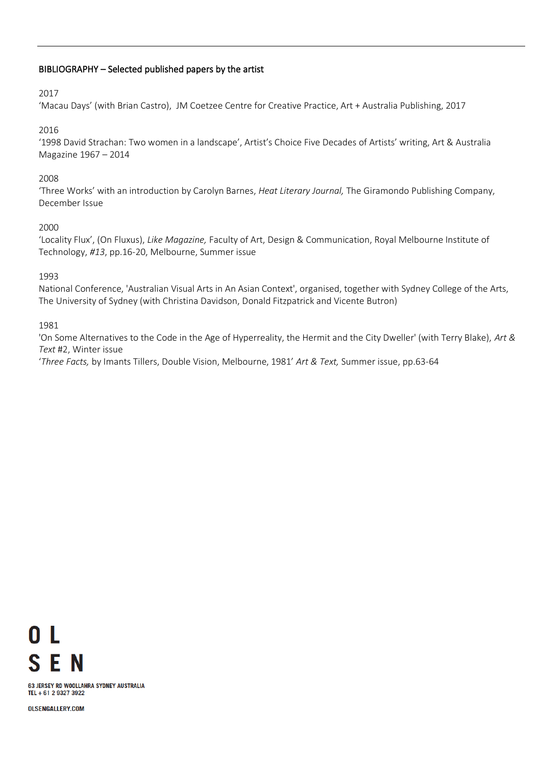## BIBLIOGRAPHY – Selected published papers by the artist

2017

'Macau Days' (with Brian Castro), JM Coetzee Centre for Creative Practice, Art + Australia Publishing, 2017

2016

'1998 David Strachan: Two women in a landscape', Artist's Choice Five Decades of Artists' writing, Art & Australia Magazine 1967 – 2014

2008

'Three Works' with an introduction by Carolyn Barnes, *Heat Literary Journal,* The Giramondo Publishing Company, December Issue

2000

'Locality Flux', (On Fluxus), *Like Magazine,* Faculty of Art, Design & Communication, Royal Melbourne Institute of Technology, *#13*, pp.16-20, Melbourne, Summer issue

1993

National Conference, 'Australian Visual Arts in An Asian Context', organised, together with Sydney College of the Arts, The University of Sydney (with Christina Davidson, Donald Fitzpatrick and Vicente Butron)

1981

'On Some Alternatives to the Code in the Age of Hyperreality, the Hermit and the City Dweller' (with Terry Blake), *Art & Text* #2, Winter issue

'*Three Facts,* by Imants Tillers, Double Vision, Melbourne, 1981' *Art & Text,* Summer issue, pp.63-64

OL
SEN

63 JERSEY RD WOOLLAHRA SYDNEY AUSTRALIA
TEL + 61 2 9327 3922

OLSENGALLERY.COM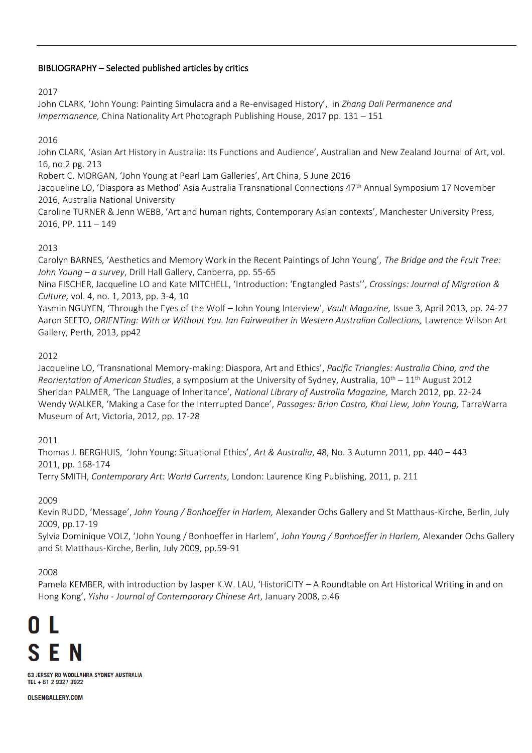## BIBLIOGRAPHY – Selected published articles by critics

2017

John CLARK, 'John Young: Painting Simulacra and a Re-envisaged History', in *Zhang Dali Permanence and Impermanence,* China Nationality Art Photograph Publishing House, 2017 pp. 131 – 151

2016

John CLARK, 'Asian Art History in Australia: Its Functions and Audience', Australian and New Zealand Journal of Art, vol. 16, no.2 pg. 213

Robert C. MORGAN, 'John Young at Pearl Lam Galleries', Art China, 5 June 2016

Jacqueline LO, 'Diaspora as Method' Asia Australia Transnational Connections 47th Annual Symposium 17 November 2016, Australia National University

Caroline TURNER & Jenn WEBB, 'Art and human rights, Contemporary Asian contexts', Manchester University Press, 2016, PP. 111 – 149

2013

Carolyn BARNES, 'Aesthetics and Memory Work in the Recent Paintings of John Young', *The Bridge and the Fruit Tree: John Young – a survey*, Drill Hall Gallery, Canberra, pp. 55-65

Nina FISCHER, Jacqueline LO and Kate MITCHELL, 'Introduction: 'Engtangled Pasts'', *Crossings: Journal of Migration & Culture,* vol. 4, no. 1, 2013, pp. 3-4, 10

Yasmin NGUYEN, 'Through the Eyes of the Wolf – John Young Interview', *Vault Magazine,* Issue 3, April 2013, pp. 24-27

Aaron SEETO, *ORIENTing: With or Without You. Ian Fairweather in Western Australian Collections,* Lawrence Wilson Art Gallery, Perth, 2013, pp42

2012

Jacqueline LO, 'Transnational Memory-making: Diaspora, Art and Ethics', *Pacific Triangles: Australia China, and the Reorientation of American Studies*, a symposium at the University of Sydney, Australia, 10th – 11th August 2012

Sheridan PALMER, 'The Language of Inheritance', *National Library of Australia Magazine,* March 2012, pp. 22-24

Wendy WALKER, 'Making a Case for the Interrupted Dance', *Passages: Brian Castro, Khai Liew, John Young,* TarraWarra Museum of Art, Victoria, 2012, pp. 17-28

2011

Thomas J. BERGHUIS, 'John Young: Situational Ethics', *Art & Australia*, 48, No. 3 Autumn 2011, pp. 440 – 443 2011, pp. 168-174

Terry SMITH, *Contemporary Art: World Currents*, London: Laurence King Publishing, 2011, p. 211

2009

Kevin RUDD, 'Message', *John Young / Bonhoeffer in Harlem,* Alexander Ochs Gallery and St Matthaus-Kirche, Berlin, July 2009, pp.17-19

Sylvia Dominique VOLZ, 'John Young / Bonhoeffer in Harlem', *John Young / Bonhoeffer in Harlem,* Alexander Ochs Gallery and St Matthaus-Kirche, Berlin, July 2009, pp.59-91

2008

Pamela KEMBER, with introduction by Jasper K.W. LAU, 'HistoriCITY – A Roundtable on Art Historical Writing in and on Hong Kong', *Yishu - Journal of Contemporary Chinese Art*, January 2008, p.46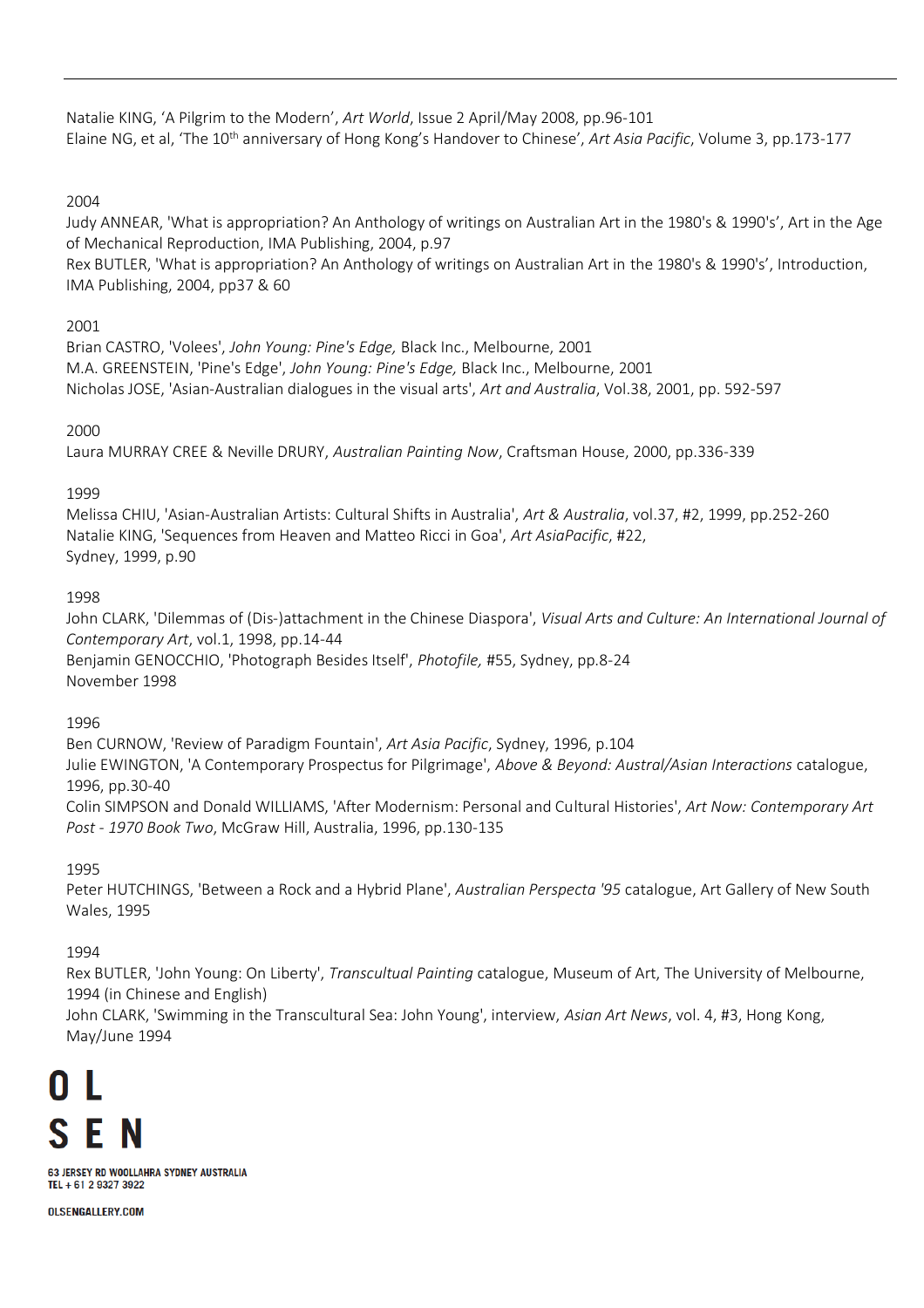Natalie KING, 'A Pilgrim to the Modern', *Art World*, Issue 2 April/May 2008, pp.96-101
Elaine NG, et al, 'The 10th anniversary of Hong Kong's Handover to Chinese', *Art Asia Pacific*, Volume 3, pp.173-177

2004
Judy ANNEAR, 'What is appropriation? An Anthology of writings on Australian Art in the 1980's & 1990's', Art in the Age of Mechanical Reproduction, IMA Publishing, 2004, p.97
Rex BUTLER, 'What is appropriation? An Anthology of writings on Australian Art in the 1980's & 1990's', Introduction, IMA Publishing, 2004, pp37 & 60

2001
Brian CASTRO, 'Volees', *John Young: Pine's Edge,* Black Inc., Melbourne, 2001
M.A. GREENSTEIN, 'Pine's Edge', *John Young: Pine's Edge,* Black Inc., Melbourne, 2001
Nicholas JOSE, 'Asian-Australian dialogues in the visual arts', *Art and Australia*, Vol.38, 2001, pp. 592-597

2000
Laura MURRAY CREE & Neville DRURY, *Australian Painting Now*, Craftsman House, 2000, pp.336-339

1999
Melissa CHIU, 'Asian-Australian Artists: Cultural Shifts in Australia', *Art & Australia*, vol.37, #2, 1999, pp.252-260
Natalie KING, 'Sequences from Heaven and Matteo Ricci in Goa', *Art AsiaPacific*, #22,
Sydney, 1999, p.90

1998
John CLARK, 'Dilemmas of (Dis-)attachment in the Chinese Diaspora', *Visual Arts and Culture: An International Journal of Contemporary Art*, vol.1, 1998, pp.14-44
Benjamin GENOCCHIO, 'Photograph Besides Itself', *Photofile,* #55, Sydney, pp.8-24
November 1998

1996
Ben CURNOW, 'Review of Paradigm Fountain', *Art Asia Pacific*, Sydney, 1996, p.104
Julie EWINGTON, 'A Contemporary Prospectus for Pilgrimage', *Above & Beyond: Austral/Asian Interactions* catalogue, 1996, pp.30-40
Colin SIMPSON and Donald WILLIAMS, 'After Modernism: Personal and Cultural Histories', *Art Now: Contemporary Art Post - 1970 Book Two*, McGraw Hill, Australia, 1996, pp.130-135

1995
Peter HUTCHINGS, 'Between a Rock and a Hybrid Plane', *Australian Perspecta '95* catalogue, Art Gallery of New South Wales, 1995

1994
Rex BUTLER, 'John Young: On Liberty', *Transcultual Painting* catalogue, Museum of Art, The University of Melbourne, 1994 (in Chinese and English)
John CLARK, 'Swimming in the Transcultural Sea: John Young', interview, *Asian Art News*, vol. 4, #3, Hong Kong, May/June 1994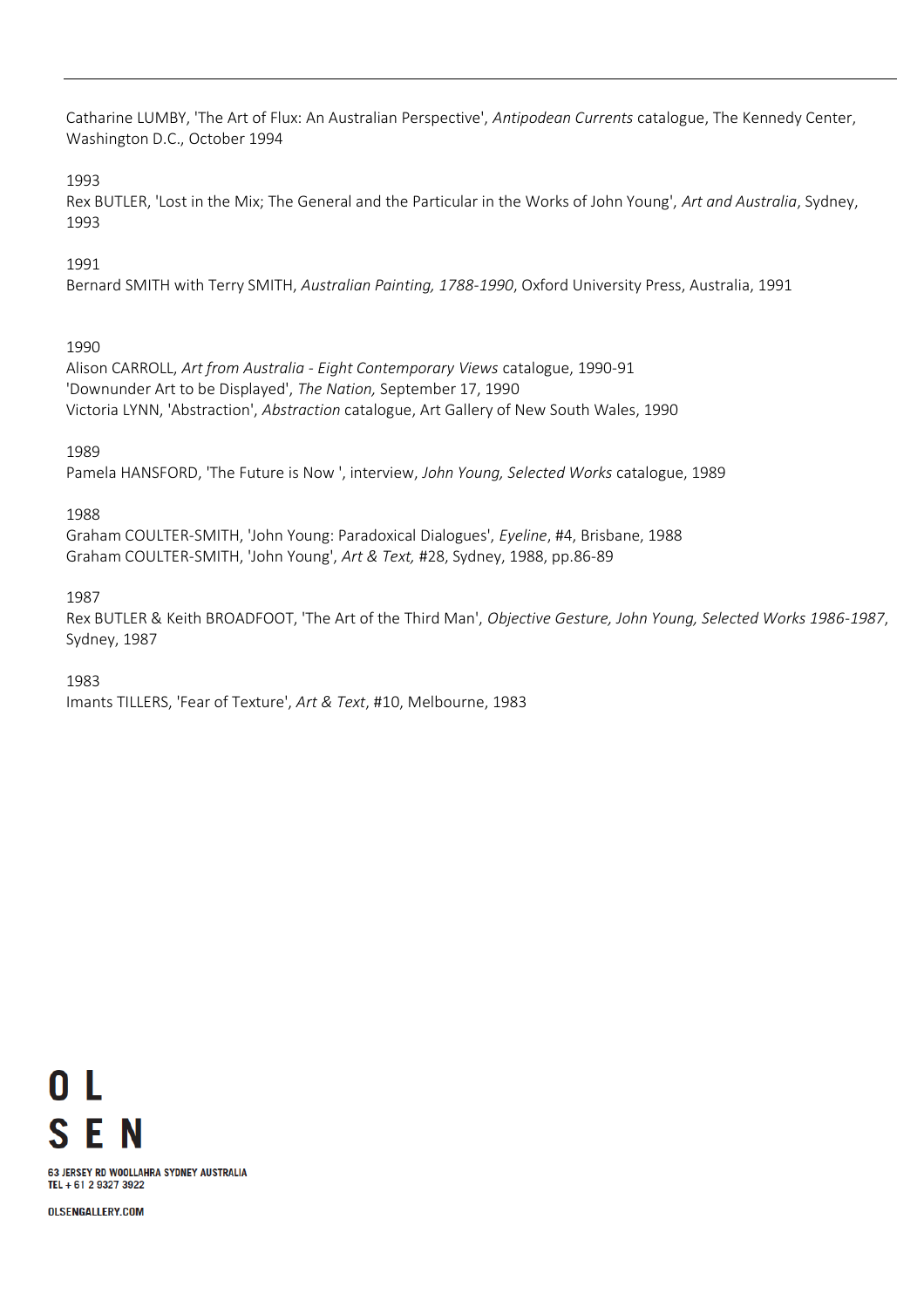Catharine LUMBY, 'The Art of Flux: An Australian Perspective', *Antipodean Currents* catalogue, The Kennedy Center, Washington D.C., October 1994

1993

Rex BUTLER, 'Lost in the Mix; The General and the Particular in the Works of John Young', *Art and Australia*, Sydney, 1993

1991

Bernard SMITH with Terry SMITH, *Australian Painting, 1788-1990*, Oxford University Press, Australia, 1991

1990

Alison CARROLL, *Art from Australia - Eight Contemporary Views* catalogue, 1990-91
'Downunder Art to be Displayed', *The Nation,* September 17, 1990
Victoria LYNN, 'Abstraction', *Abstraction* catalogue, Art Gallery of New South Wales, 1990

1989

Pamela HANSFORD, 'The Future is Now ', interview, *John Young, Selected Works* catalogue, 1989

1988

Graham COULTER-SMITH, 'John Young: Paradoxical Dialogues', *Eyeline*, #4, Brisbane, 1988
Graham COULTER-SMITH, 'John Young', *Art & Text,* #28, Sydney, 1988, pp.86-89

1987

Rex BUTLER & Keith BROADFOOT, 'The Art of the Third Man', *Objective Gesture, John Young, Selected Works 1986-1987*, Sydney, 1987

1983

Imants TILLERS, 'Fear of Texture', *Art & Text*, #10, Melbourne, 1983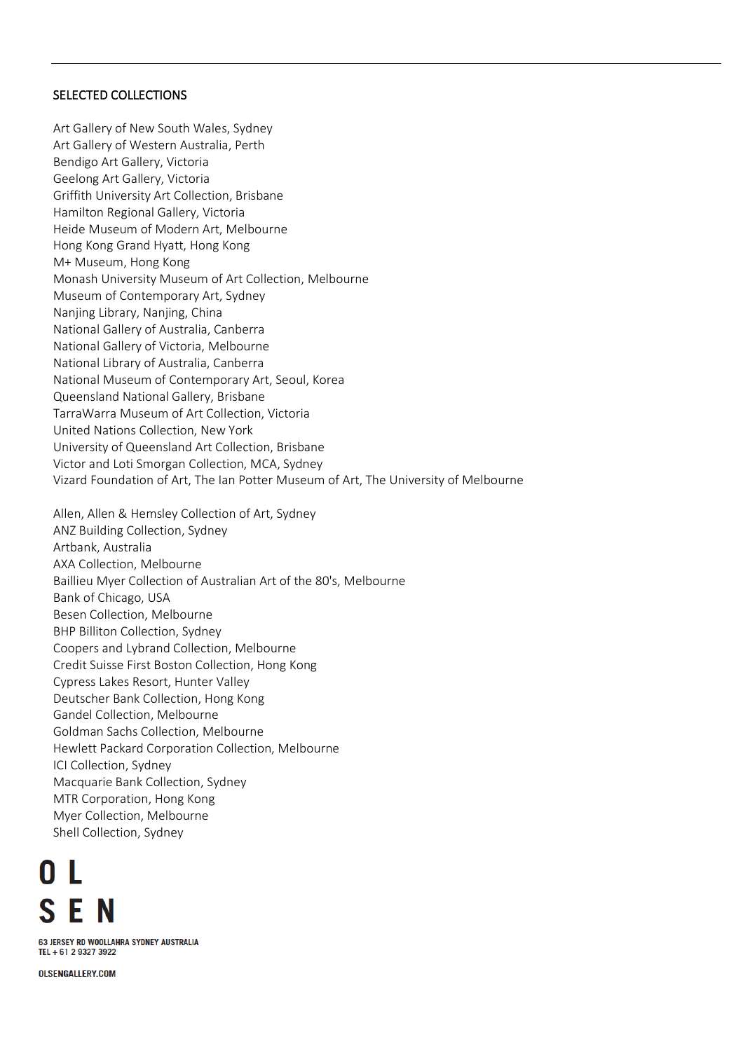## SELECTED COLLECTIONS

Art Gallery of New South Wales, Sydney
Art Gallery of Western Australia, Perth
Bendigo Art Gallery, Victoria
Geelong Art Gallery, Victoria
Griffith University Art Collection, Brisbane
Hamilton Regional Gallery, Victoria
Heide Museum of Modern Art, Melbourne
Hong Kong Grand Hyatt, Hong Kong
M+ Museum, Hong Kong
Monash University Museum of Art Collection, Melbourne
Museum of Contemporary Art, Sydney
Nanjing Library, Nanjing, China
National Gallery of Australia, Canberra
National Gallery of Victoria, Melbourne
National Library of Australia, Canberra
National Museum of Contemporary Art, Seoul, Korea
Queensland National Gallery, Brisbane
TarraWarra Museum of Art Collection, Victoria
United Nations Collection, New York
University of Queensland Art Collection, Brisbane
Victor and Loti Smorgan Collection, MCA, Sydney
Vizard Foundation of Art, The Ian Potter Museum of Art, The University of Melbourne

Allen, Allen & Hemsley Collection of Art, Sydney
ANZ Building Collection, Sydney
Artbank, Australia
AXA Collection, Melbourne
Baillieu Myer Collection of Australian Art of the 80's, Melbourne
Bank of Chicago, USA
Besen Collection, Melbourne
BHP Billiton Collection, Sydney
Coopers and Lybrand Collection, Melbourne
Credit Suisse First Boston Collection, Hong Kong
Cypress Lakes Resort, Hunter Valley
Deutscher Bank Collection, Hong Kong
Gandel Collection, Melbourne
Goldman Sachs Collection, Melbourne
Hewlett Packard Corporation Collection, Melbourne
ICI Collection, Sydney
Macquarie Bank Collection, Sydney
MTR Corporation, Hong Kong
Myer Collection, Melbourne
Shell Collection, Sydney

OL
SEN

63 JERSEY RD WOOLLAHRA SYDNEY AUSTRALIA
TEL + 61 2 9327 3922

OLSENGALLERY.COM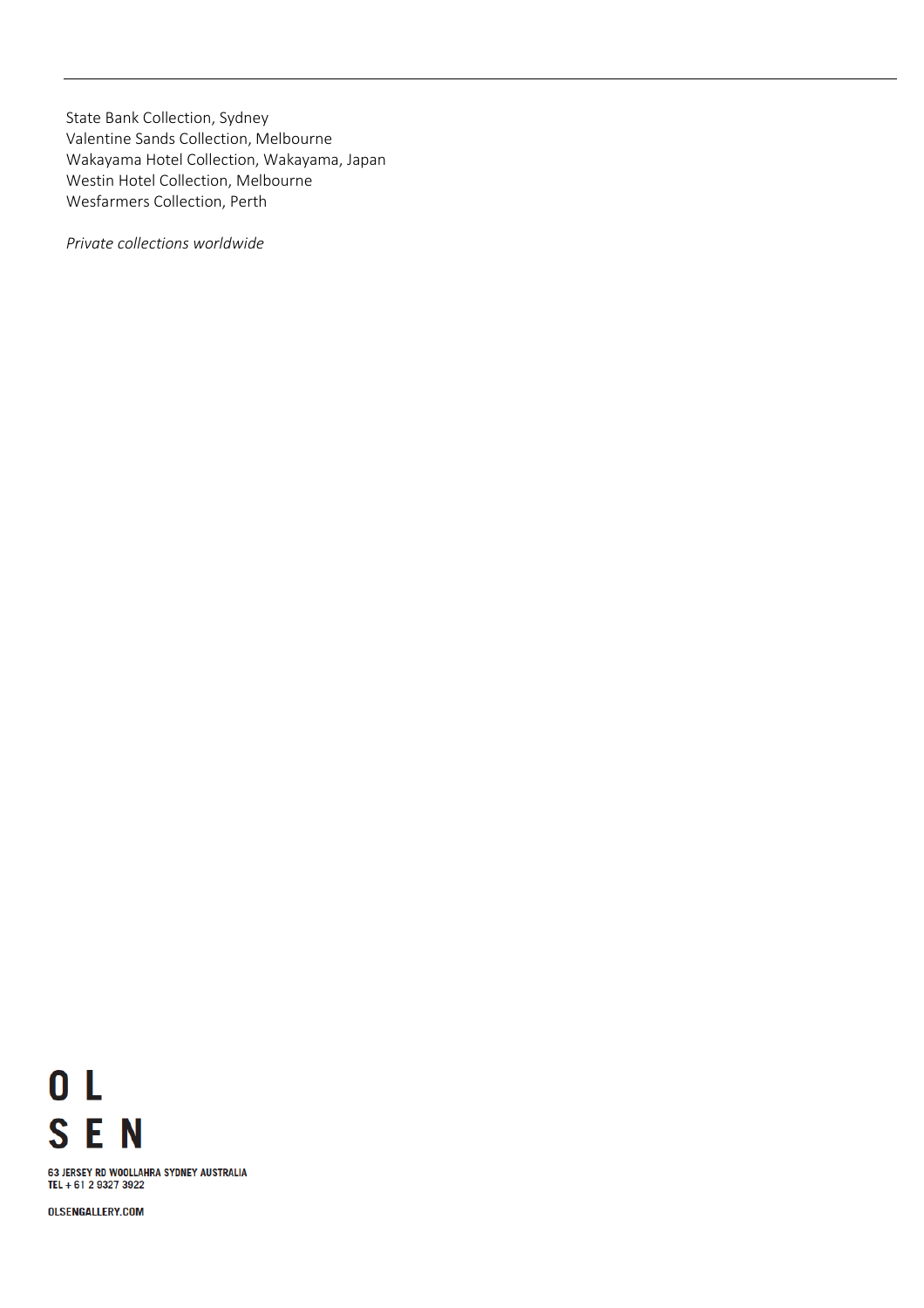State Bank Collection, Sydney
Valentine Sands Collection, Melbourne
Wakayama Hotel Collection, Wakayama, Japan
Westin Hotel Collection, Melbourne
Wesfarmers Collection, Perth

*Private collections worldwide*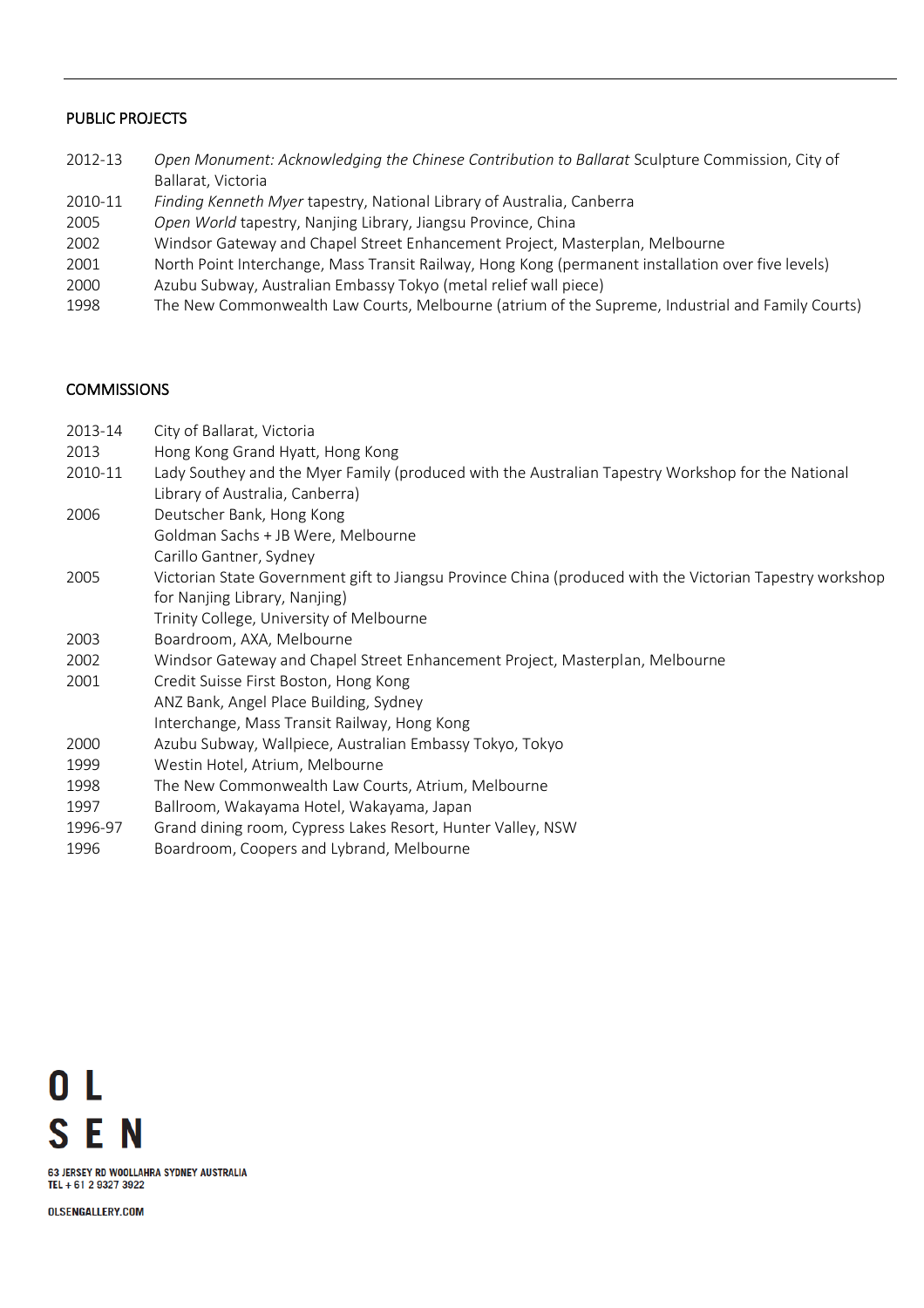## PUBLIC PROJECTS

| | |
|---|---|
| 2012-13 | *Open Monument: Acknowledging the Chinese Contribution to Ballarat* Sculpture Commission, City of Ballarat, Victoria |
| 2010-11 | *Finding Kenneth Myer* tapestry, National Library of Australia, Canberra |
| 2005 | *Open World* tapestry, Nanjing Library, Jiangsu Province, China |
| 2002 | Windsor Gateway and Chapel Street Enhancement Project, Masterplan, Melbourne |
| 2001 | North Point Interchange, Mass Transit Railway, Hong Kong (permanent installation over five levels) |
| 2000 | Azubu Subway, Australian Embassy Tokyo (metal relief wall piece) |
| 1998 | The New Commonwealth Law Courts, Melbourne (atrium of the Supreme, Industrial and Family Courts) |

## COMMISSIONS

| | |
|---|---|
| 2013-14 | City of Ballarat, Victoria |
| 2013 | Hong Kong Grand Hyatt, Hong Kong |
| 2010-11 | Lady Southey and the Myer Family (produced with the Australian Tapestry Workshop for the National Library of Australia, Canberra) |
| 2006 | Deutscher Bank, Hong Kong |
| | Goldman Sachs + JB Were, Melbourne |
| | Carillo Gantner, Sydney |
| 2005 | Victorian State Government gift to Jiangsu Province China (produced with the Victorian Tapestry workshop for Nanjing Library, Nanjing) |
| | Trinity College, University of Melbourne |
| 2003 | Boardroom, AXA, Melbourne |
| 2002 | Windsor Gateway and Chapel Street Enhancement Project, Masterplan, Melbourne |
| 2001 | Credit Suisse First Boston, Hong Kong |
| | ANZ Bank, Angel Place Building, Sydney |
| | Interchange, Mass Transit Railway, Hong Kong |
| 2000 | Azubu Subway, Wallpiece, Australian Embassy Tokyo, Tokyo |
| 1999 | Westin Hotel, Atrium, Melbourne |
| 1998 | The New Commonwealth Law Courts, Atrium, Melbourne |
| 1997 | Ballroom, Wakayama Hotel, Wakayama, Japan |
| 1996-97 | Grand dining room, Cypress Lakes Resort, Hunter Valley, NSW |
| 1996 | Boardroom, Coopers and Lybrand, Melbourne |